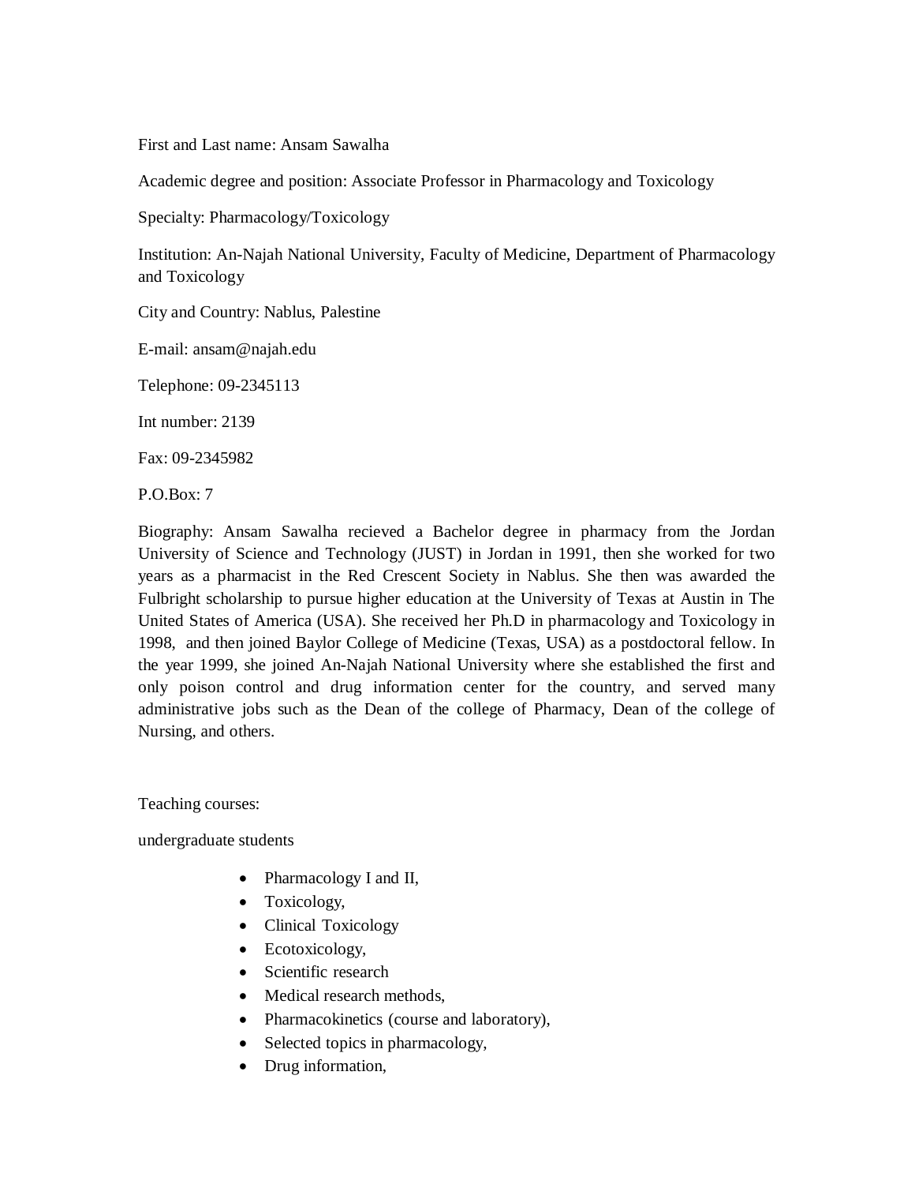First and Last name: Ansam Sawalha

Academic degree and position: Associate Professor in Pharmacology and Toxicology

Specialty: Pharmacology/Toxicology

Institution: An-Najah National University, Faculty of Medicine, Department of Pharmacology and Toxicology

City and Country: Nablus, Palestine

E-mail: ansam@najah.edu

Telephone: 09-2345113

Int number: 2139

Fax: 09-2345982

P.O.Box: 7

Biography: Ansam Sawalha recieved a Bachelor degree in pharmacy from the Jordan University of Science and Technology (JUST) in Jordan in 1991, then she worked for two years as a pharmacist in the Red Crescent Society in Nablus. She then was awarded the Fulbright scholarship to pursue higher education at the University of Texas at Austin in The United States of America (USA). She received her Ph.D in pharmacology and Toxicology in 1998, and then joined Baylor College of Medicine (Texas, USA) as a postdoctoral fellow. In the year 1999, she joined An-Najah National University where she established the first and only poison control and drug information center for the country, and served many administrative jobs such as the Dean of the college of Pharmacy, Dean of the college of Nursing, and others.

Teaching courses:

undergraduate students

- Pharmacology I and II,
- Toxicology,
- Clinical Toxicology
- Ecotoxicology,
- Scientific research
- Medical research methods,
- Pharmacokinetics (course and laboratory),
- Selected topics in pharmacology,
- Drug information,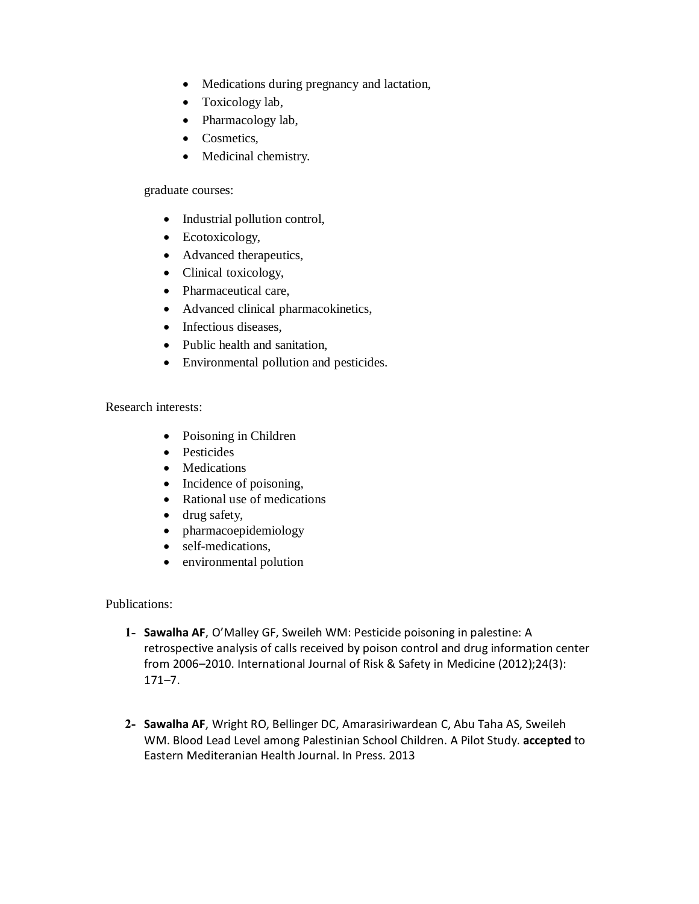- Medications during pregnancy and lactation,
- Toxicology lab,
- Pharmacology lab,
- Cosmetics,
- Medicinal chemistry.

graduate courses:

- Industrial pollution control,
- Ecotoxicology,
- Advanced therapeutics,
- Clinical toxicology,
- Pharmaceutical care,
- Advanced clinical pharmacokinetics,
- Infectious diseases,
- Public health and sanitation,
- Environmental pollution and pesticides.

Research interests:

- Poisoning in Children
- Pesticides
- Medications
- Incidence of poisoning,
- Rational use of medications
- drug safety,
- pharmacoepidemiology
- self-medications,
- environmental polution

Publications:

1- **Sawalha AF**, O'Malley GF, Sweileh WM: Pesticide poisoning in palestine: A retrospective analysis of calls received by poison control and drug information center from 2006–2010. International Journal of Risk & Safety in Medicine (2012);24(3): 171–7.

2- **Sawalha AF**, Wright RO, Bellinger DC, Amarasiriwardean C, Abu Taha AS, Sweileh WM. Blood Lead Level among Palestinian School Children. A Pilot Study. **accepted** to Eastern Mediteranian Health Journal. In Press. 2013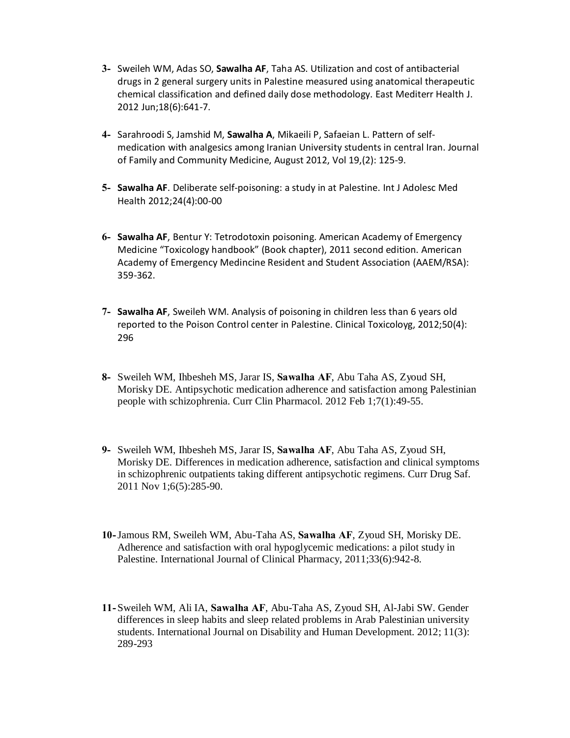3- Sweileh WM, Adas SO, **Sawalha AF**, Taha AS. Utilization and cost of antibacterial drugs in 2 general surgery units in Palestine measured using anatomical therapeutic chemical classification and defined daily dose methodology. East Mediterr Health J. 2012 Jun;18(6):641-7.

4- Sarahroodi S, Jamshid M, **Sawalha A**, Mikaeili P, Safaeian L. Pattern of self-medication with analgesics among Iranian University students in central Iran. Journal of Family and Community Medicine, August 2012, Vol 19,(2): 125-9.

5- **Sawalha AF**. Deliberate self-poisoning: a study in at Palestine. Int J Adolesc Med Health 2012;24(4):00-00

6- **Sawalha AF**, Bentur Y: Tetrodotoxin poisoning. American Academy of Emergency Medicine "Toxicology handbook" (Book chapter), 2011 second edition. American Academy of Emergency Medincine Resident and Student Association (AAEM/RSA): 359-362.

7- **Sawalha AF**, Sweileh WM. Analysis of poisoning in children less than 6 years old reported to the Poison Control center in Palestine. Clinical Toxicoloyg, 2012;50(4): 296

8- Sweileh WM, Ihbesheh MS, Jarar IS, **Sawalha AF**, Abu Taha AS, Zyoud SH, Morisky DE. Antipsychotic medication adherence and satisfaction among Palestinian people with schizophrenia. Curr Clin Pharmacol. 2012 Feb 1;7(1):49-55.

9- Sweileh WM, Ihbesheh MS, Jarar IS, **Sawalha AF**, Abu Taha AS, Zyoud SH, Morisky DE. Differences in medication adherence, satisfaction and clinical symptoms in schizophrenic outpatients taking different antipsychotic regimens. Curr Drug Saf. 2011 Nov 1;6(5):285-90.

10- Jamous RM, Sweileh WM, Abu-Taha AS, **Sawalha AF**, Zyoud SH, Morisky DE. Adherence and satisfaction with oral hypoglycemic medications: a pilot study in Palestine. International Journal of Clinical Pharmacy, 2011;33(6):942-8.

11- Sweileh WM, Ali IA, **Sawalha AF**, Abu-Taha AS, Zyoud SH, Al-Jabi SW. Gender differences in sleep habits and sleep related problems in Arab Palestinian university students. International Journal on Disability and Human Development. 2012; 11(3): 289-293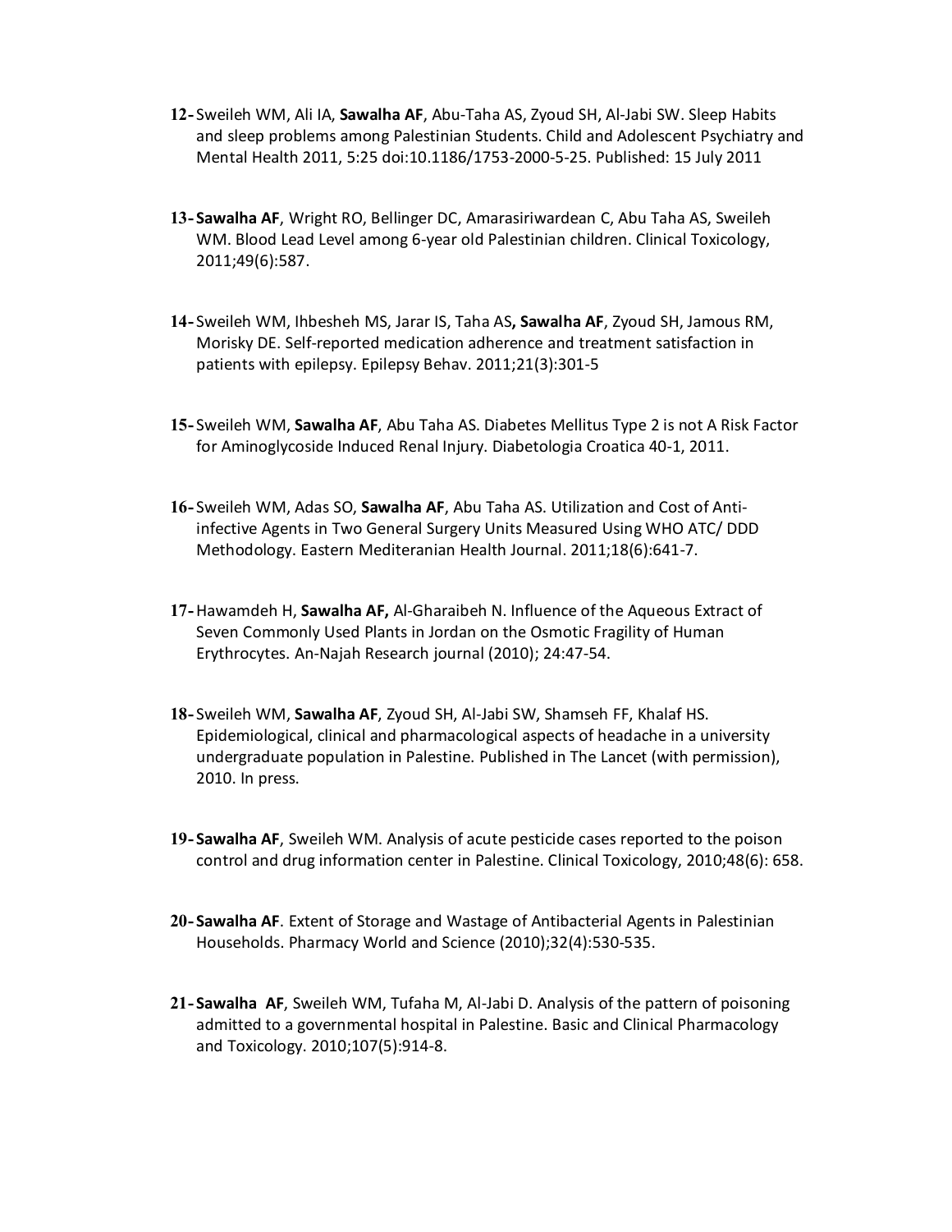12- Sweileh WM, Ali IA, **Sawalha AF**, Abu-Taha AS, Zyoud SH, Al-Jabi SW. Sleep Habits and sleep problems among Palestinian Students. Child and Adolescent Psychiatry and Mental Health 2011, 5:25 doi:10.1186/1753-2000-5-25. Published: 15 July 2011

13- **Sawalha AF**, Wright RO, Bellinger DC, Amarasiriwardean C, Abu Taha AS, Sweileh WM. Blood Lead Level among 6-year old Palestinian children. Clinical Toxicology, 2011;49(6):587.

14- Sweileh WM, Ihbesheh MS, Jarar IS, Taha AS**, Sawalha AF**, Zyoud SH, Jamous RM, Morisky DE. Self-reported medication adherence and treatment satisfaction in patients with epilepsy. Epilepsy Behav. 2011;21(3):301-5

15- Sweileh WM, **Sawalha AF**, Abu Taha AS. Diabetes Mellitus Type 2 is not A Risk Factor for Aminoglycoside Induced Renal Injury. Diabetologia Croatica 40-1, 2011.

16- Sweileh WM, Adas SO, **Sawalha AF**, Abu Taha AS. Utilization and Cost of Anti-infective Agents in Two General Surgery Units Measured Using WHO ATC/ DDD Methodology. Eastern Mediteranian Health Journal. 2011;18(6):641-7.

17- Hawamdeh H, **Sawalha AF,** Al-Gharaibeh N. Influence of the Aqueous Extract of Seven Commonly Used Plants in Jordan on the Osmotic Fragility of Human Erythrocytes. An-Najah Research journal (2010); 24:47-54.

18- Sweileh WM, **Sawalha AF**, Zyoud SH, Al-Jabi SW, Shamseh FF, Khalaf HS. Epidemiological, clinical and pharmacological aspects of headache in a university undergraduate population in Palestine. Published in The Lancet (with permission), 2010. In press.

19- **Sawalha AF**, Sweileh WM. Analysis of acute pesticide cases reported to the poison control and drug information center in Palestine. Clinical Toxicology, 2010;48(6): 658.

20- **Sawalha AF**. Extent of Storage and Wastage of Antibacterial Agents in Palestinian Households. Pharmacy World and Science (2010);32(4):530-535.

21- **Sawalha AF**, Sweileh WM, Tufaha M, Al-Jabi D. Analysis of the pattern of poisoning admitted to a governmental hospital in Palestine. Basic and Clinical Pharmacology and Toxicology. 2010;107(5):914-8.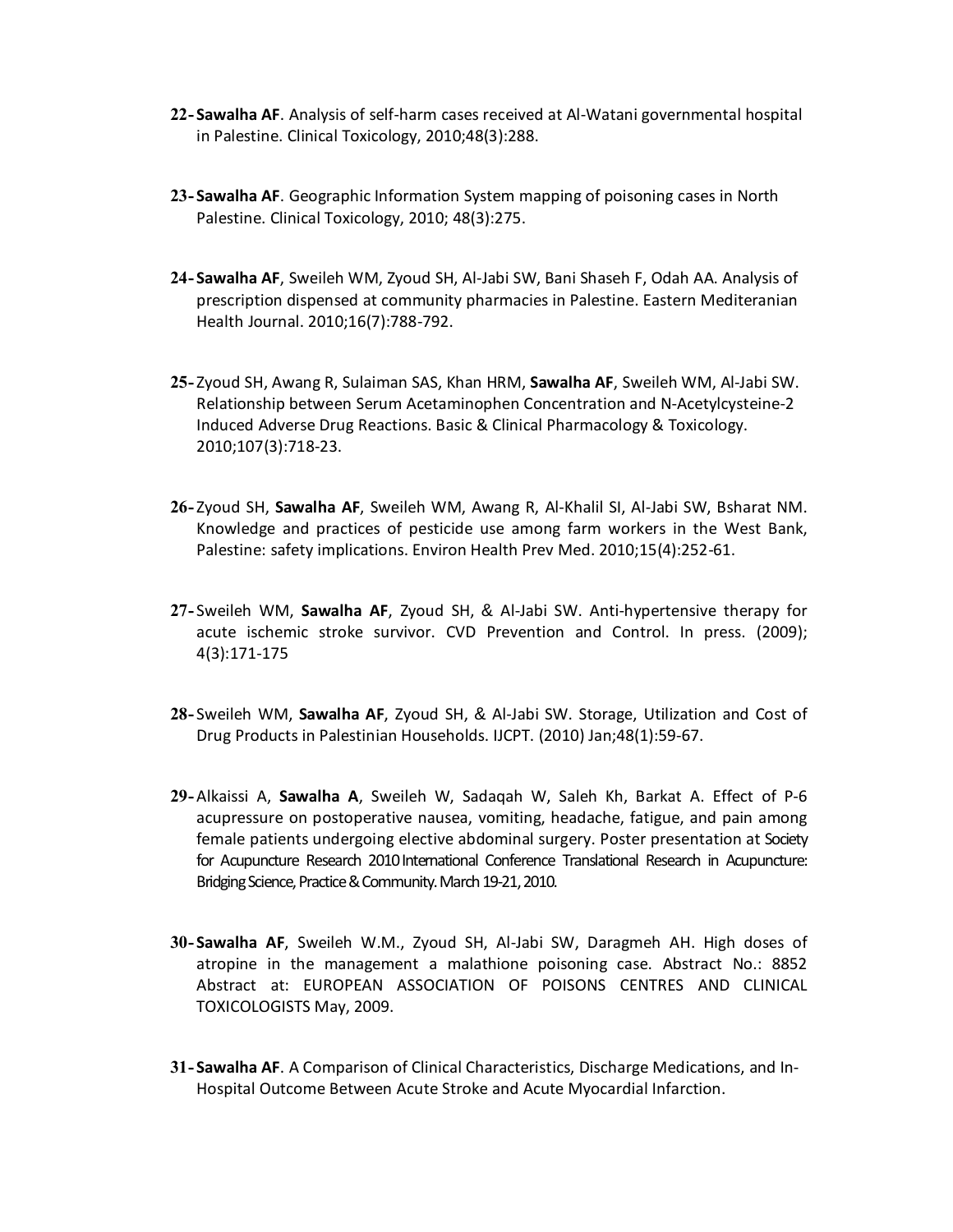22- **Sawalha AF**. Analysis of self-harm cases received at Al-Watani governmental hospital in Palestine. Clinical Toxicology, 2010;48(3):288.

23- **Sawalha AF**. Geographic Information System mapping of poisoning cases in North Palestine. Clinical Toxicology, 2010; 48(3):275.

24- **Sawalha AF**, Sweileh WM, Zyoud SH, Al-Jabi SW, Bani Shaseh F, Odah AA. Analysis of prescription dispensed at community pharmacies in Palestine. Eastern Mediteranian Health Journal. 2010;16(7):788-792.

25- Zyoud SH, Awang R, Sulaiman SAS, Khan HRM, **Sawalha AF**, Sweileh WM, Al-Jabi SW. Relationship between Serum Acetaminophen Concentration and N-Acetylcysteine-2 Induced Adverse Drug Reactions. Basic & Clinical Pharmacology & Toxicology. 2010;107(3):718-23.

26- Zyoud SH, **Sawalha AF**, Sweileh WM, Awang R, Al-Khalil SI, Al-Jabi SW, Bsharat NM. Knowledge and practices of pesticide use among farm workers in the West Bank, Palestine: safety implications. Environ Health Prev Med. 2010;15(4):252-61.

27- Sweileh WM, **Sawalha AF**, Zyoud SH, & Al-Jabi SW. Anti-hypertensive therapy for acute ischemic stroke survivor. CVD Prevention and Control. In press. (2009); 4(3):171-175

28- Sweileh WM, **Sawalha AF**, Zyoud SH, & Al-Jabi SW. Storage, Utilization and Cost of Drug Products in Palestinian Households. IJCPT. (2010) Jan;48(1):59-67.

29- Alkaissi A, **Sawalha A**, Sweileh W, Sadaqah W, Saleh Kh, Barkat A. Effect of P-6 acupressure on postoperative nausea, vomiting, headache, fatigue, and pain among female patients undergoing elective abdominal surgery. Poster presentation at Society for Acupuncture Research 2010 International Conference Translational Research in Acupuncture: Bridging Science, Practice & Community. March 19-21, 2010.

30- **Sawalha AF**, Sweileh W.M., Zyoud SH, Al-Jabi SW, Daragmeh AH. High doses of atropine in the management a malathione poisoning case. Abstract No.: 8852 Abstract at: EUROPEAN ASSOCIATION OF POISONS CENTRES AND CLINICAL TOXICOLOGISTS May, 2009.

31- **Sawalha AF**. A Comparison of Clinical Characteristics, Discharge Medications, and In-Hospital Outcome Between Acute Stroke and Acute Myocardial Infarction.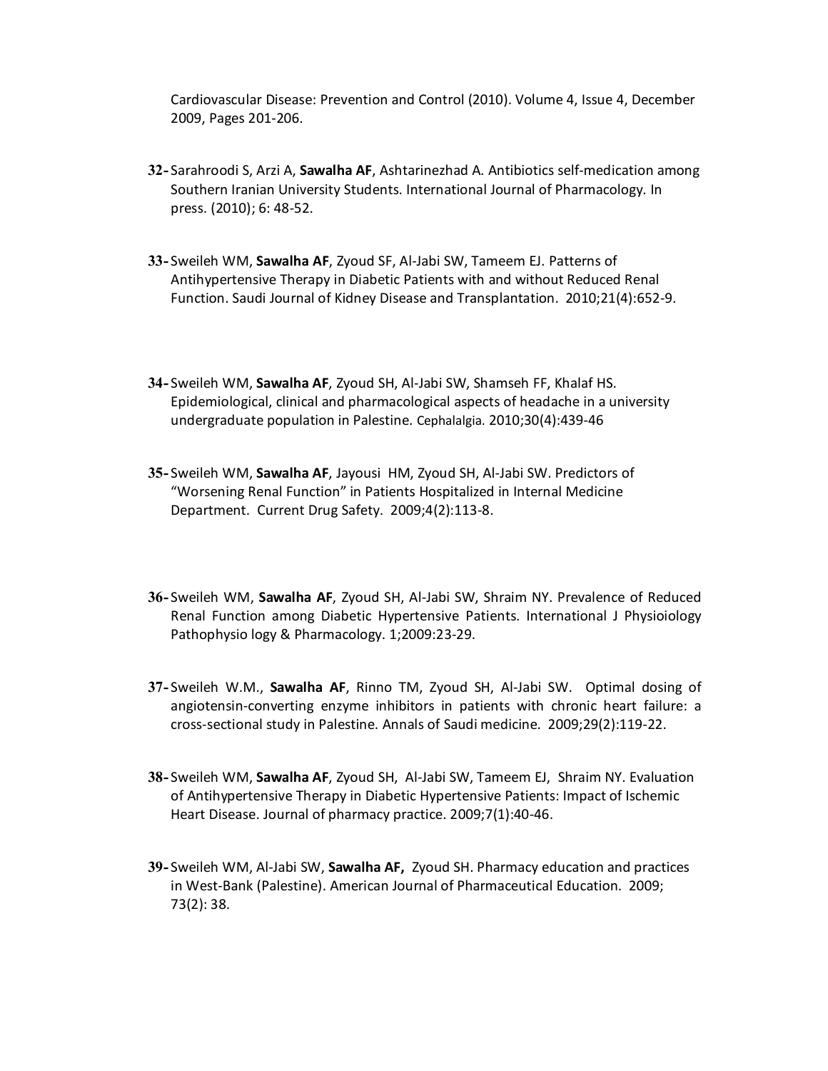Cardiovascular Disease: Prevention and Control (2010). Volume 4, Issue 4, December 2009, Pages 201-206.

32- Sarahroodi S, Arzi A, **Sawalha AF**, Ashtarinezhad A. Antibiotics self-medication among Southern Iranian University Students. International Journal of Pharmacology. In press. (2010); 6: 48-52.

33- Sweileh WM, **Sawalha AF**, Zyoud SF, Al-Jabi SW, Tameem EJ. Patterns of Antihypertensive Therapy in Diabetic Patients with and without Reduced Renal Function. Saudi Journal of Kidney Disease and Transplantation. 2010;21(4):652-9.

34- Sweileh WM, **Sawalha AF**, Zyoud SH, Al-Jabi SW, Shamseh FF, Khalaf HS. Epidemiological, clinical and pharmacological aspects of headache in a university undergraduate population in Palestine. Cephalalgia. 2010;30(4):439-46

35- Sweileh WM, **Sawalha AF**, Jayousi HM, Zyoud SH, Al-Jabi SW. Predictors of "Worsening Renal Function" in Patients Hospitalized in Internal Medicine Department. Current Drug Safety. 2009;4(2):113-8.

36- Sweileh WM, **Sawalha AF**, Zyoud SH, Al-Jabi SW, Shraim NY. Prevalence of Reduced Renal Function among Diabetic Hypertensive Patients. International J Physioiology Pathophysio logy & Pharmacology. 1;2009:23-29.

37- Sweileh W.M., **Sawalha AF**, Rinno TM, Zyoud SH, Al-Jabi SW. Optimal dosing of angiotensin-converting enzyme inhibitors in patients with chronic heart failure: a cross-sectional study in Palestine. Annals of Saudi medicine. 2009;29(2):119-22.

38- Sweileh WM, **Sawalha AF**, Zyoud SH, Al-Jabi SW, Tameem EJ, Shraim NY. Evaluation of Antihypertensive Therapy in Diabetic Hypertensive Patients: Impact of Ischemic Heart Disease. Journal of pharmacy practice. 2009;7(1):40-46.

39- Sweileh WM, Al-Jabi SW, **Sawalha AF**, Zyoud SH. Pharmacy education and practices in West-Bank (Palestine). American Journal of Pharmaceutical Education. 2009; 73(2): 38.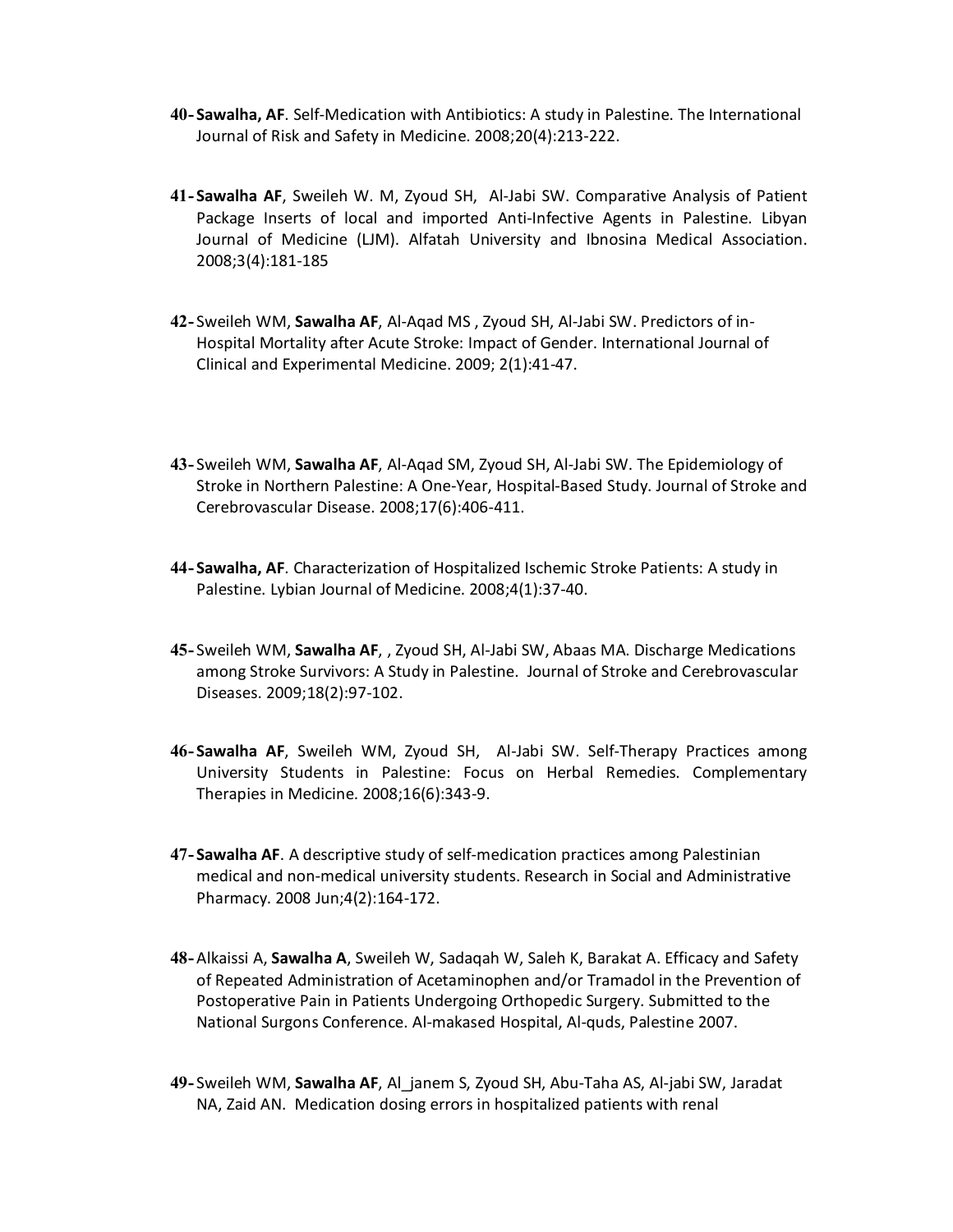40- **Sawalha, AF**. Self-Medication with Antibiotics: A study in Palestine. The International Journal of Risk and Safety in Medicine. 2008;20(4):213-222.

41- **Sawalha AF**, Sweileh W. M, Zyoud SH, Al-Jabi SW. Comparative Analysis of Patient Package Inserts of local and imported Anti-Infective Agents in Palestine. Libyan Journal of Medicine (LJM). Alfatah University and Ibnosina Medical Association. 2008;3(4):181-185

42- Sweileh WM, **Sawalha AF**, Al-Aqad MS , Zyoud SH, Al-Jabi SW. Predictors of in-Hospital Mortality after Acute Stroke: Impact of Gender. International Journal of Clinical and Experimental Medicine. 2009; 2(1):41-47.

43- Sweileh WM, **Sawalha AF**, Al-Aqad SM, Zyoud SH, Al-Jabi SW. The Epidemiology of Stroke in Northern Palestine: A One-Year, Hospital-Based Study. Journal of Stroke and Cerebrovascular Disease. 2008;17(6):406-411.

44- **Sawalha, AF**. Characterization of Hospitalized Ischemic Stroke Patients: A study in Palestine. Lybian Journal of Medicine. 2008;4(1):37-40.

45- Sweileh WM, **Sawalha AF**, , Zyoud SH, Al-Jabi SW, Abaas MA. Discharge Medications among Stroke Survivors: A Study in Palestine. Journal of Stroke and Cerebrovascular Diseases. 2009;18(2):97-102.

46- **Sawalha AF**, Sweileh WM, Zyoud SH, Al-Jabi SW. Self-Therapy Practices among University Students in Palestine: Focus on Herbal Remedies. Complementary Therapies in Medicine. 2008;16(6):343-9.

47- **Sawalha AF**. A descriptive study of self-medication practices among Palestinian medical and non-medical university students. Research in Social and Administrative Pharmacy. 2008 Jun;4(2):164-172.

48- Alkaissi A, **Sawalha A**, Sweileh W, Sadaqah W, Saleh K, Barakat A. Efficacy and Safety of Repeated Administration of Acetaminophen and/or Tramadol in the Prevention of Postoperative Pain in Patients Undergoing Orthopedic Surgery. Submitted to the National Surgons Conference. Al-makased Hospital, Al-quds, Palestine 2007.

49- Sweileh WM, **Sawalha AF**, Al_janem S, Zyoud SH, Abu-Taha AS, Al-jabi SW, Jaradat NA, Zaid AN. Medication dosing errors in hospitalized patients with renal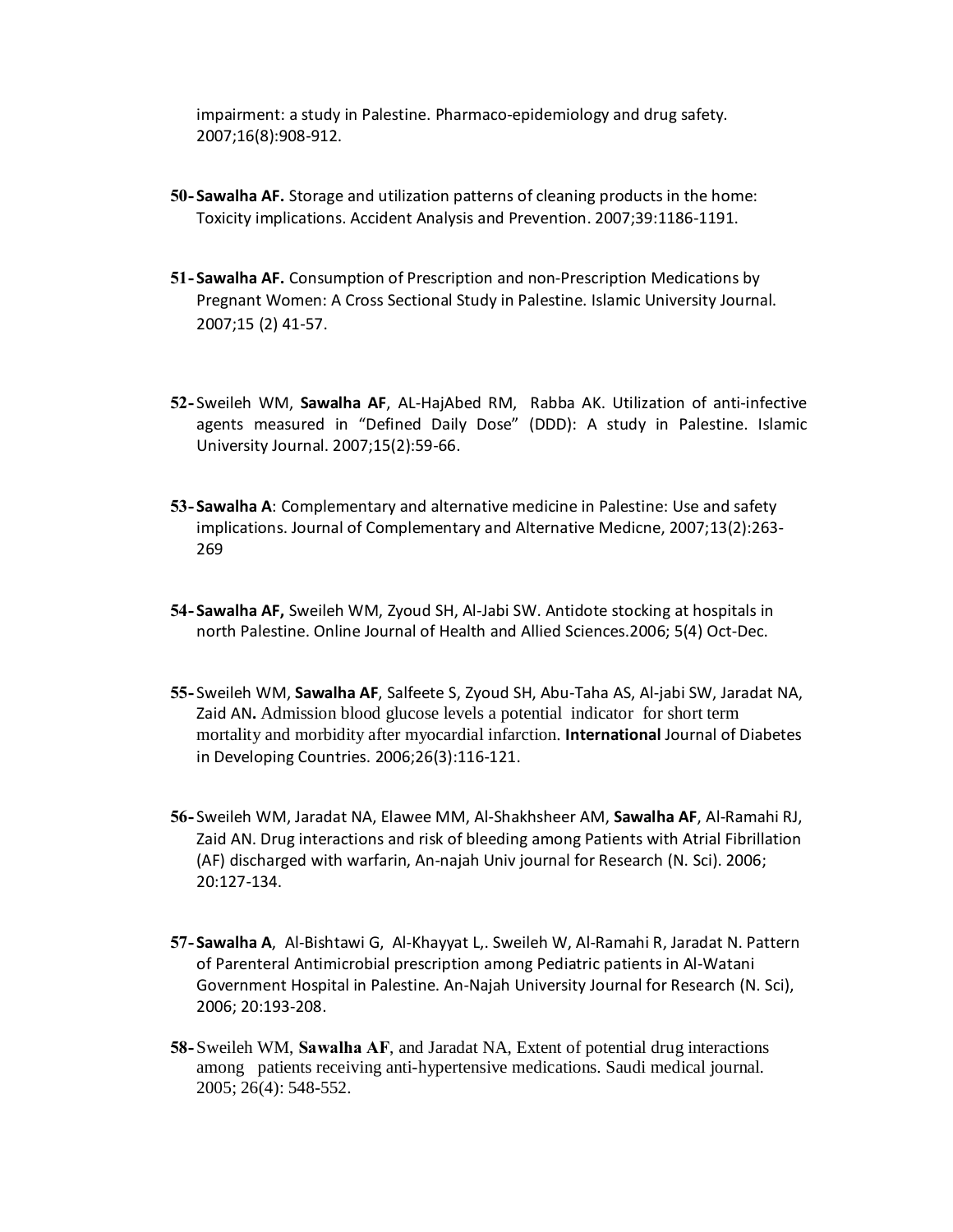impairment: a study in Palestine. Pharmaco-epidemiology and drug safety. 2007;16(8):908-912.

50- **Sawalha AF.** Storage and utilization patterns of cleaning products in the home: Toxicity implications. Accident Analysis and Prevention. 2007;39:1186-1191.

51- **Sawalha AF.** Consumption of Prescription and non-Prescription Medications by Pregnant Women: A Cross Sectional Study in Palestine. Islamic University Journal. 2007;15 (2) 41-57.

52- Sweileh WM, **Sawalha AF**, AL-HajAbed RM, Rabba AK. Utilization of anti-infective agents measured in "Defined Daily Dose" (DDD): A study in Palestine. Islamic University Journal. 2007;15(2):59-66.

53- **Sawalha A**: Complementary and alternative medicine in Palestine: Use and safety implications. Journal of Complementary and Alternative Medicne, 2007;13(2):263-269

54- **Sawalha AF,** Sweileh WM, Zyoud SH, Al-Jabi SW. Antidote stocking at hospitals in north Palestine. Online Journal of Health and Allied Sciences.2006; 5(4) Oct-Dec.

55- Sweileh WM, **Sawalha AF**, Salfeete S, Zyoud SH, Abu-Taha AS, Al-jabi SW, Jaradat NA, Zaid AN**.** Admission blood glucose levels a potential indicator for short term mortality and morbidity after myocardial infarction. **International** Journal of Diabetes in Developing Countries. 2006;26(3):116-121.

56- Sweileh WM, Jaradat NA, Elawee MM, Al-Shakhsheer AM, **Sawalha AF**, Al-Ramahi RJ, Zaid AN. Drug interactions and risk of bleeding among Patients with Atrial Fibrillation (AF) discharged with warfarin, An-najah Univ journal for Research (N. Sci). 2006; 20:127-134.

57- **Sawalha A**, Al-Bishtawi G, Al-Khayyat L,. Sweileh W, Al-Ramahi R, Jaradat N. Pattern of Parenteral Antimicrobial prescription among Pediatric patients in Al-Watani Government Hospital in Palestine. An-Najah University Journal for Research (N. Sci), 2006; 20:193-208.

58- Sweileh WM, **Sawalha AF**, and Jaradat NA, Extent of potential drug interactions among patients receiving anti-hypertensive medications. Saudi medical journal. 2005; 26(4): 548-552.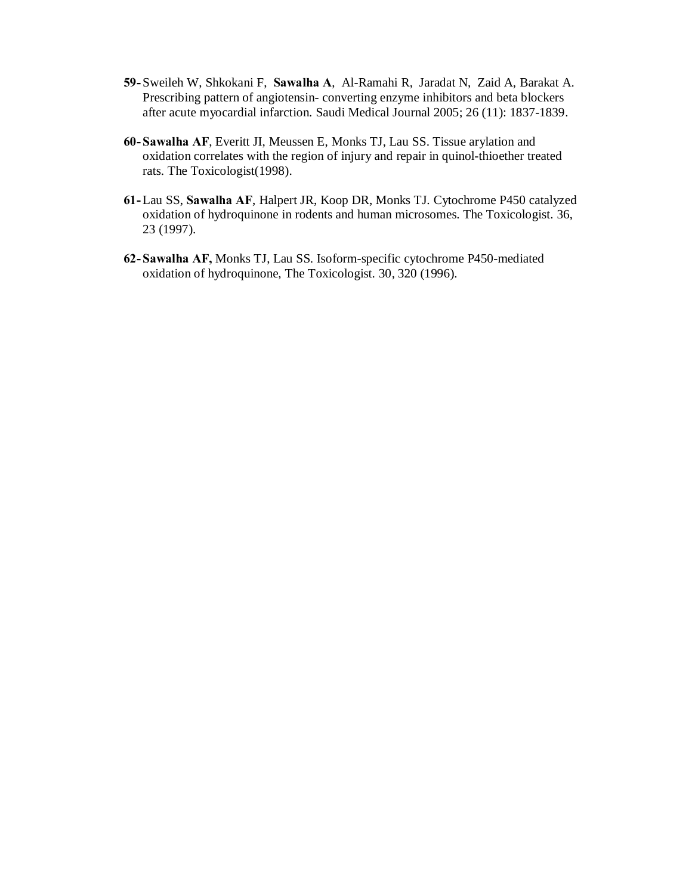**59-** Sweileh W, Shkokani F, **Sawalha A**, Al-Ramahi R, Jaradat N, Zaid A, Barakat A. Prescribing pattern of angiotensin- converting enzyme inhibitors and beta blockers after acute myocardial infarction. Saudi Medical Journal 2005; 26 (11): 1837-1839.

**60-** **Sawalha AF**, Everitt JI, Meussen E, Monks TJ, Lau SS. Tissue arylation and oxidation correlates with the region of injury and repair in quinol-thioether treated rats. The Toxicologist(1998).

**61-** Lau SS, **Sawalha AF**, Halpert JR, Koop DR, Monks TJ. Cytochrome P450 catalyzed oxidation of hydroquinone in rodents and human microsomes. The Toxicologist. 36, 23 (1997).

**62-** **Sawalha AF,** Monks TJ, Lau SS. Isoform-specific cytochrome P450-mediated oxidation of hydroquinone, The Toxicologist. 30, 320 (1996).